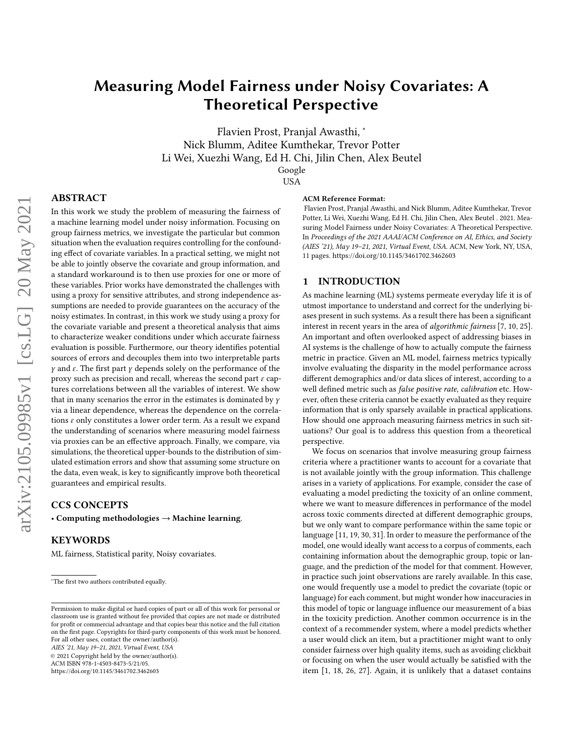# Measuring Model Fairness under Noisy Covariates: A Theoretical Perspective

Flavien Prost, Pranjal Awasthi, [*]
Nick Blumm, Aditee Kumthekar, Trevor Potter
Li Wei, Xuezhi Wang, Ed H. Chi, Jilin Chen, Alex Beutel
Google
USA

## ABSTRACT

In this work we study the problem of measuring the fairness of a machine learning model under noisy information. Focusing on group fairness metrics, we investigate the particular but common situation when the evaluation requires controlling for the confounding effect of covariate variables. In a practical setting, we might not be able to jointly observe the covariate and group information, and a standard workaround is to then use proxies for one or more of these variables. Prior works have demonstrated the challenges with using a proxy for sensitive attributes, and strong independence assumptions are needed to provide guarantees on the accuracy of the noisy estimates. In contrast, in this work we study using a proxy for the covariate variable and present a theoretical analysis that aims to characterize weaker conditions under which accurate fairness evaluation is possible. Furthermore, our theory identifies potential sources of errors and decouples them into two interpretable parts $\gamma$ and $\epsilon$. The first part $\gamma$ depends solely on the performance of the proxy such as precision and recall, whereas the second part $\epsilon$ captures correlations between all the variables of interest. We show that in many scenarios the error in the estimates is dominated by $\gamma$ via a linear dependence, whereas the dependence on the correlations $\epsilon$ only constitutes a lower order term. As a result we expand the understanding of scenarios where measuring model fairness via proxies can be an effective approach. Finally, we compare, via simulations, the theoretical upper-bounds to the distribution of simulated estimation errors and show that assuming some structure on the data, even weak, is key to significantly improve both theoretical guarantees and empirical results.

## CCS CONCEPTS

• **Computing methodologies → Machine learning.**

## KEYWORDS

ML fairness, Statistical parity, Noisy covariates.

[*]The first two authors contributed equally.

Permission to make digital or hard copies of part or all of this work for personal or classroom use is granted without fee provided that copies are not made or distributed for profit or commercial advantage and that copies bear this notice and the full citation on the first page. Copyrights for third-party components of this work must be honored. For all other uses, contact the owner/author(s).
*AIES '21, May 19–21, 2021, Virtual Event, USA*
© 2021 Copyright held by the owner/author(s).
ACM ISBN 978-1-4503-8473-5/21/05.
https://doi.org/10.1145/3461702.3462603

**ACM Reference Format:**
Flavien Prost, Pranjal Awasthi, and Nick Blumm, Aditee Kumthekar, Trevor Potter, Li Wei, Xuezhi Wang, Ed H. Chi, Jilin Chen, Alex Beutel . 2021. Measuring Model Fairness under Noisy Covariates: A Theoretical Perspective. In *Proceedings of the 2021 AAAI/ACM Conference on AI, Ethics, and Society (AIES '21), May 19–21, 2021, Virtual Event, USA.* ACM, New York, NY, USA, 11 pages. https://doi.org/10.1145/3461702.3462603

## 1 INTRODUCTION

As machine learning (ML) systems permeate everyday life it is of utmost importance to understand and correct for the underlying biases present in such systems. As a result there has been a significant interest in recent years in the area of *algorithmic fairness* [7, 10, 25]. An important and often overlooked aspect of addressing biases in AI systems is the challenge of how to actually compute the fairness metric in practice. Given an ML model, fairness metrics typically involve evaluating the disparity in the model performance across different demographics and/or data slices of interest, according to a well defined metric such as *false positive rate*, *calibration* etc. However, often these criteria cannot be exactly evaluated as they require information that is only sparsely available in practical applications. How should one approach measuring fairness metrics in such situations? Our goal is to address this question from a theoretical perspective.

We focus on scenarios that involve measuring group fairness criteria where a practitioner wants to account for a covariate that is not available jointly with the group information. This challenge arises in a variety of applications. For example, consider the case of evaluating a model predicting the toxicity of an online comment, where we want to measure differences in performance of the model across toxic comments directed at different demographic groups, but we only want to compare performance within the same topic or language [11, 19, 30, 31]. In order to measure the performance of the model, one would ideally want access to a corpus of comments, each containing information about the demographic group, topic or language, and the prediction of the model for that comment. However, in practice such joint observations are rarely available. In this case, one would frequently use a model to predict the covariate (topic or language) for each comment, but might wonder how inaccuracies in this model of topic or language influence our measurement of a bias in the toxicity prediction. Another common occurrence is in the context of a recommender system, where a model predicts whether a user would click an item, but a practitioner might want to only consider fairness over high quality items, such as avoiding clickbait or focusing on when the user would actually be satisfied with the item [1, 18, 26, 27]. Again, it is unlikely that a dataset contains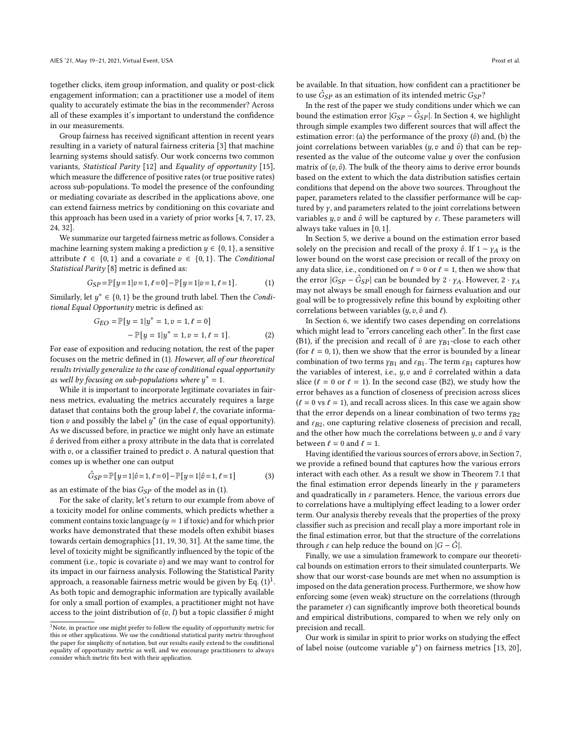together clicks, item group information, and quality or post-click engagement information; can a practitioner use a model of item quality to accurately estimate the bias in the recommender? Across all of these examples it's important to understand the confidence in our measurements.

Group fairness has received significant attention in recent years resulting in a variety of natural fairness criteria [3] that machine learning systems should satisfy. Our work concerns two common variants, *Statistical Parity* [12] and *Equality of opportunity* [15], which measure the difference of positive rates (or true positive rates) across sub-populations. To model the presence of the confounding or mediating covariate as described in the applications above, one can extend fairness metrics by conditioning on this covariate and this approach has been used in a variety of prior works [4, 7, 17, 23, 24, 32].

We summarize our targeted fairness metric as follows. Consider a machine learning system making a prediction $y \in \{0, 1\}$, a sensitive attribute $\ell \in \{0, 1\}$ and a covariate $v \in \{0, 1\}$. The *Conditional Statistical Parity* [8] metric is defined as:

$$G_{SP} = \mathbb{P}[y=1|v=1, \ell=0] - \mathbb{P}[y=1|v=1, \ell=1]. \tag{1}$$

Similarly, let $y^* \in \{0, 1\}$ be the ground truth label. Then the *Conditional Equal Opportunity* metric is defined as:

$$\begin{aligned} G_{EO} = \; & \mathbb{P}[y = 1|y^* = 1, v = 1, \ell = 0] \\ & - \mathbb{P}[y = 1|y^* = 1, v = 1, \ell = 1]. \end{aligned} \tag{2}$$

For ease of exposition and reducing notation, the rest of the paper focuses on the metric defined in (1). *However, all of our theoretical results trivially generalize to the case of conditional equal opportunity as well by focusing on sub-populations where $y^* = 1$.*

While it is important to incorporate legitimate covariates in fairness metrics, evaluating the metrics accurately requires a large dataset that contains both the group label $\ell$, the covariate information $v$ and possibly the label $y^*$ (in the case of equal opportunity). As we discussed before, in practice we might only have an estimate $\hat{v}$ derived from either a proxy attribute in the data that is correlated with $v$, or a classifier trained to predict $v$. A natural question that comes up is whether one can output

$$\hat{G}_{SP} = \mathbb{P}[y=1|\hat{v}=1, \ell=0] - \mathbb{P}[y=1|\hat{v}=1, \ell=1] \tag{3}$$

as an estimate of the bias $G_{SP}$ of the model as in (1).

For the sake of clarity, let's return to our example from above of a toxicity model for online comments, which predicts whether a comment contains toxic language ($y = 1$ if toxic) and for which prior works have demonstrated that these models often exhibit biases towards certain demographics [11, 19, 30, 31]. At the same time, the level of toxicity might be significantly influenced by the topic of the comment (i.e., topic is covariate $v$) and we may want to control for its impact in our fairness analysis. Following the Statistical Parity approach, a reasonable fairness metric would be given by Eq. (1)[1]. As both topic and demographic information are typically available for only a small portion of examples, a practitioner might not have access to the joint distribution of $(v, l)$ but a topic classifier $\hat{v}$ might be available. In that situation, how confident can a practitioner be to use $\hat{G}_{SP}$ as an estimation of its intended metric $G_{SP}$?

In the rest of the paper we study conditions under which we can bound the estimation error $|G_{SP} - \hat{G}_{SP}|$. In Section 4, we highlight through simple examples two different sources that will affect the estimation error: (a) the performance of the proxy ($\hat{v}$) and, (b) the joint correlations between variables ($y, v$ and $\hat{v}$) that can be represented as the value of the outcome value $y$ over the confusion matrix of $(v, \hat{v})$. The bulk of the theory aims to derive error bounds based on the extent to which the data distribution satisfies certain conditions that depend on the above two sources. Throughout the paper, parameters related to the classifier performance will be captured by $\gamma$, and parameters related to the joint correlations between variables $y, v$ and $\hat{v}$ will be captured by $\varepsilon$. These parameters will always take values in $[0, 1]$.

In Section 5, we derive a bound on the estimation error based solely on the precision and recall of the proxy $\hat{v}$. If $1 - \gamma_A$ is the lower bound on the worst case precision or recall of the proxy on any data slice, i.e., conditioned on $\ell = 0$ or $\ell = 1$, then we show that the error $|G_{SP} - \hat{G}_{SP}|$ can be bounded by $2 \cdot \gamma_A$. However, $2 \cdot \gamma_A$ may not always be small enough for fairness evaluation and our goal will be to progressively refine this bound by exploiting other correlations between variables ($y, v, \hat{v}$ and $\ell$).

In Section 6, we identify two cases depending on correlations which might lead to "errors canceling each other". In the first case (B1), if the precision and recall of $\hat{v}$ are $\gamma_{B1}$-close to each other (for $\ell = 0, 1$), then we show that the error is bounded by a linear combination of two terms $\gamma_{B1}$ and $\varepsilon_{B1}$. The term $\varepsilon_{B1}$ captures how the variables of interest, i.e., $y, v$ and $\hat{v}$ correlated within a data slice ($\ell = 0$ or $\ell = 1$). In the second case (B2), we study how the error behaves as a function of closeness of precision across slices ($\ell = 0$ vs $\ell = 1$), and recall across slices. In this case we again show that the error depends on a linear combination of two terms $\gamma_{B2}$ and $\varepsilon_{B2}$, one capturing relative closeness of precision and recall, and the other how much the correlations between $y, v$ and $\hat{v}$ vary between $\ell = 0$ and $\ell = 1$.

Having identified the various sources of errors above, in Section 7, we provide a refined bound that captures how the various errors interact with each other. As a result we show in Theorem 7.1 that the final estimation error depends linearly in the $\gamma$ parameters and quadratically in $\varepsilon$ parameters. Hence, the various errors due to correlations have a multiplying effect leading to a lower order term. Our analysis thereby reveals that the properties of the proxy classifier such as precision and recall play a more important role in the final estimation error, but that the structure of the correlations through $\varepsilon$ can help reduce the bound on $|G - \hat{G}|$.

Finally, we use a simulation framework to compare our theoretical bounds on estimation errors to their simulated counterparts. We show that our worst-case bounds are met when no assumption is imposed on the data generation process. Furthermore, we show how enforcing some (even weak) structure on the correlations (through the parameter $\varepsilon$) can significantly improve both theoretical bounds and empirical distributions, compared to when we rely only on precision and recall.

Our work is similar in spirit to prior works on studying the effect of label noise (outcome variable $y^*$) on fairness metrics [13, 20],

[1] Note, in practice one might prefer to follow the equality of opportunity metric for this or other applications. We use the conditional statistical parity metric throughout the paper for simplicity of notation, but our results easily extend to the conditional equality of opportunity metric as well, and we encourage practitioners to always consider which metric fits best with their application.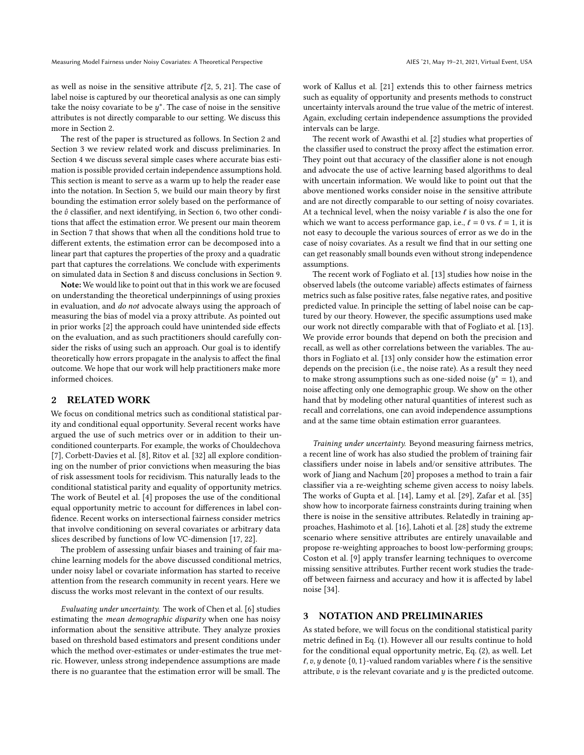as well as noise in the sensitive attribute $\ell$[2, 5, 21]. The case of label noise is captured by our theoretical analysis as one can simply take the noisy covariate to be $y^*$. The case of noise in the sensitive attributes is not directly comparable to our setting. We discuss this more in Section 2.

The rest of the paper is structured as follows. In Section 2 and Section 3 we review related work and discuss preliminaries. In Section 4 we discuss several simple cases where accurate bias estimation is possible provided certain independence assumptions hold. This section is meant to serve as a warm up to help the reader ease into the notation. In Section 5, we build our main theory by first bounding the estimation error solely based on the performance of the $\hat{v}$ classifier, and next identifying, in Section 6, two other conditions that affect the estimation error. We present our main theorem in Section 7 that shows that when all the conditions hold true to different extents, the estimation error can be decomposed into a linear part that captures the properties of the proxy and a quadratic part that captures the correlations. We conclude with experiments on simulated data in Section 8 and discuss conclusions in Section 9.

**Note:** We would like to point out that in this work we are focused on understanding the theoretical underpinnings of using proxies in evaluation, and *do not* advocate always using the approach of measuring the bias of model via a proxy attribute. As pointed out in prior works [2] the approach could have unintended side effects on the evaluation, and as such practitioners should carefully consider the risks of using such an approach. Our goal is to identify theoretically how errors propagate in the analysis to affect the final outcome. We hope that our work will help practitioners make more informed choices.

## 2 RELATED WORK

We focus on conditional metrics such as conditional statistical parity and conditional equal opportunity. Several recent works have argued the use of such metrics over or in addition to their unconditioned counterparts. For example, the works of Chouldechova [7], Corbett-Davies et al. [8], Ritov et al. [32] all explore conditioning on the number of prior convictions when measuring the bias of risk assessment tools for recidivism. This naturally leads to the conditional statistical parity and equality of opportunity metrics. The work of Beutel et al. [4] proposes the use of the conditional equal opportunity metric to account for differences in label confidence. Recent works on intersectional fairness consider metrics that involve conditioning on several covariates or arbitrary data slices described by functions of low VC-dimension [17, 22].

The problem of assessing unfair biases and training of fair machine learning models for the above discussed conditional metrics, under noisy label or covariate information has started to receive attention from the research community in recent years. Here we discuss the works most relevant in the context of our results.

*Evaluating under uncertainty.* The work of Chen et al. [6] studies estimating the *mean demographic disparity* when one has noisy information about the sensitive attribute. They analyze proxies based on threshold based estimators and present conditions under which the method over-estimates or under-estimates the true metric. However, unless strong independence assumptions are made there is no guarantee that the estimation error will be small. The work of Kallus et al. [21] extends this to other fairness metrics such as equality of opportunity and presents methods to construct uncertainty intervals around the true value of the metric of interest. Again, excluding certain independence assumptions the provided intervals can be large.

The recent work of Awasthi et al. [2] studies what properties of the classifier used to construct the proxy affect the estimation error. They point out that accuracy of the classifier alone is not enough and advocate the use of active learning based algorithms to deal with uncertain information. We would like to point out that the above mentioned works consider noise in the sensitive attribute and are not directly comparable to our setting of noisy covariates. At a technical level, when the noisy variable $\ell$ is also the one for which we want to access performance gap, i.e., $\ell = 0$ vs. $\ell = 1$, it is not easy to decouple the various sources of error as we do in the case of noisy covariates. As a result we find that in our setting one can get reasonably small bounds even without strong independence assumptions.

The recent work of Fogliato et al. [13] studies how noise in the observed labels (the outcome variable) affects estimates of fairness metrics such as false positive rates, false negative rates, and positive predicted value. In principle the setting of label noise can be captured by our theory. However, the specific assumptions used make our work not directly comparable with that of Fogliato et al. [13]. We provide error bounds that depend on both the precision and recall, as well as other correlations between the variables. The authors in Fogliato et al. [13] only consider how the estimation error depends on the precision (i.e., the noise rate). As a result they need to make strong assumptions such as one-sided noise ($y^* = 1$), and noise affecting only one demographic group. We show on the other hand that by modeling other natural quantities of interest such as recall and correlations, one can avoid independence assumptions and at the same time obtain estimation error guarantees.

*Training under uncertainty.* Beyond measuring fairness metrics, a recent line of work has also studied the problem of training fair classifiers under noise in labels and/or sensitive attributes. The work of Jiang and Nachum [20] proposes a method to train a fair classifier via a re-weighting scheme given access to noisy labels. The works of Gupta et al. [14], Lamy et al. [29], Zafar et al. [35] show how to incorporate fairness constraints during training when there is noise in the sensitive attributes. Relatedly in training approaches, Hashimoto et al. [16], Lahoti et al. [28] study the extreme scenario where sensitive attributes are entirely unavailable and propose re-weighting approaches to boost low-performing groups; Coston et al. [9] apply transfer learning techniques to overcome missing sensitive attributes. Further recent work studies the trade-off between fairness and accuracy and how it is affected by label noise [34].

## 3 NOTATION AND PRELIMINARIES

As stated before, we will focus on the conditional statistical parity metric defined in Eq. (1). However all our results continue to hold for the conditional equal opportunity metric, Eq. (2), as well. Let $\ell, v, y$ denote $\{0, 1\}$-valued random variables where $\ell$ is the sensitive attribute, $v$ is the relevant covariate and $y$ is the predicted outcome.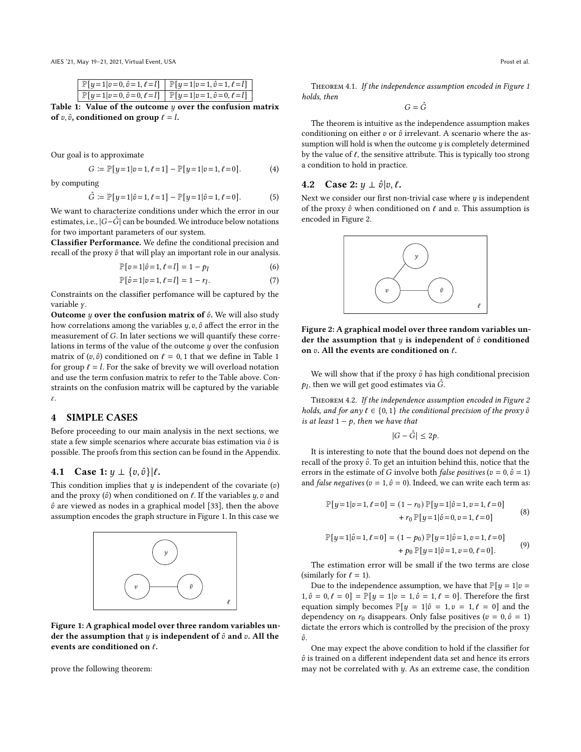| $\mathbb{P}[y=1 \mid v=0, \hat{v}=1, \ell=l]$ | $\mathbb{P}[y=1 \mid v=1, \hat{v}=1, \ell=l]$ |
| --- | --- |
| $\mathbb{P}[y=1 \mid v=0, \hat{v}=0, \ell=l]$ | $\mathbb{P}[y=1 \mid v=1, \hat{v}=0, \ell=l]$ |

**Table 1: Value of the outcome $y$ over the confusion matrix of $v, \hat{v}$, conditioned on group $\ell = l$.**

Our goal is to approximate

$$G := \mathbb{P}[y=1 \mid v=1, \ell=1] - \mathbb{P}[y=1 \mid v=1, \ell=0]. \tag{4}$$

by computing

$$\hat{G} := \mathbb{P}[y=1 \mid \hat{v}=1, \ell=1] - \mathbb{P}[y=1 \mid \hat{v}=1, \ell=0]. \tag{5}$$

We want to characterize conditions under which the error in our estimates, i.e., $|G - \hat{G}|$ can be bounded. We introduce below notations for two important parameters of our system.

**Classifier Performance.** We define the conditional precision and recall of the proxy $\hat{v}$ that will play an important role in our analysis.

$$\mathbb{P}[v=1 \mid \hat{v}=1, \ell=l] = 1 - p_l \tag{6}$$

$$\mathbb{P}[\hat{v}=1 \mid v=1, \ell=l] = 1 - r_l. \tag{7}$$

Constraints on the classifier perfomance will be captured by the variable $\gamma$.

**Outcome $y$ over the confusion matrix of $\hat{v}$.** We will also study how correlations among the variables $y, v, \hat{v}$ affect the error in the measurement of $G$. In later sections we will quantify these correlations in terms of the value of the outcome $y$ over the confusion matrix of $(v, \hat{v})$ conditioned on $\ell = 0, 1$ that we define in Table 1 for group $\ell = l$. For the sake of brevity we will overload notation and use the term confusion matrix to refer to the Table above. Constraints on the confusion matrix will be captured by the variable $\varepsilon$.

## 4 SIMPLE CASES

Before proceeding to our main analysis in the next sections, we state a few simple scenarios where accurate bias estimation via $\hat{v}$ is possible. The proofs from this section can be found in the Appendix.

### 4.1 Case 1: $y \perp \{v, \hat{v}\} | \ell$.

This condition implies that $y$ is independent of the covariate ($v$) and the proxy ($\hat{v}$) when conditioned on $\ell$. If the variables $y, v$ and $\hat{v}$ are viewed as nodes in a graphical model [33], then the above assumption encodes the graph structure in Figure 1. In this case we prove the following theorem:

**Figure 1: A graphical model over three random variables under the assumption that $y$ is independent of $\hat{v}$ and $v$. All the events are conditioned on $\ell$.**

Theorem 4.1. *If the independence assumption encoded in Figure 1 holds, then*

$$G = \hat{G}$$

The theorem is intuitive as the independence assumption makes conditioning on either $v$ or $\hat{v}$ irrelevant. A scenario where the assumption will hold is when the outcome $y$ is completely determined by the value of $\ell$, the sensitive attribute. This is typically too strong a condition to hold in practice.

### 4.2 Case 2: $y \perp \hat{v} | v, \ell$.

Next we consider our first non-trivial case where $y$ is independent of the proxy $\hat{v}$ when conditioned on $\ell$ and $v$. This assumption is encoded in Figure 2.

**Figure 2: A graphical model over three random variables under the assumption that $y$ is independent of $\hat{v}$ conditioned on $v$. All the events are conditioned on $\ell$.**

We will show that if the proxy $\hat{v}$ has high conditional precision $p_l$, then we will get good estimates via $\hat{G}$.

Theorem 4.2. *If the independence assumption encoded in Figure 2 holds, and for any $\ell \in \{0, 1\}$ the conditional precision of the proxy $\hat{v}$ is at least $1 - p$, then we have that*

$$|G - \hat{G}| \leq 2p.$$

It is interesting to note that the bound does not depend on the recall of the proxy $\hat{v}$. To get an intuition behind this, notice that the errors in the estimate of $G$ involve both *false positives* ($v = 0, \hat{v} = 1$) and *false negatives* ($v = 1, \hat{v} = 0$). Indeed, we can write each term as:

$$\begin{aligned} \mathbb{P}[y=1 \mid v=1, \ell=0] = (1 - r_0)\, \mathbb{P}[y=1 \mid \hat{v}=1, v=1, \ell=0] \\ + r_0\, \mathbb{P}[y=1 \mid \hat{v}=0, v=1, \ell=0] \end{aligned} \tag{8}$$

$$\begin{aligned} \mathbb{P}[y=1 \mid \hat{v}=1, \ell=0] = (1 - p_0)\, \mathbb{P}[y=1 \mid \hat{v}=1, v=1, \ell=0] \\ + p_0\, \mathbb{P}[y=1 \mid \hat{v}=1, v=0, \ell=0]. \end{aligned} \tag{9}$$

The estimation error will be small if the two terms are close (similarly for $\ell = 1$).

Due to the independence assumption, we have that $\mathbb{P}[y = 1 \mid v = 1, \hat{v} = 0, \ell = 0] = \mathbb{P}[y = 1 \mid v = 1, \hat{v} = 1, \ell = 0]$. Therefore the first equation simply becomes $\mathbb{P}[y = 1 \mid \hat{v} = 1, v = 1, \ell = 0]$ and the dependency on $r_0$ disappears. Only false positives ($v = 0, \hat{v} = 1$) dictate the errors which is controlled by the precision of the proxy $\hat{v}$.

One may expect the above condition to hold if the classifier for $\hat{v}$ is trained on a different independent data set and hence its errors may not be correlated with $y$. As an extreme case, the condition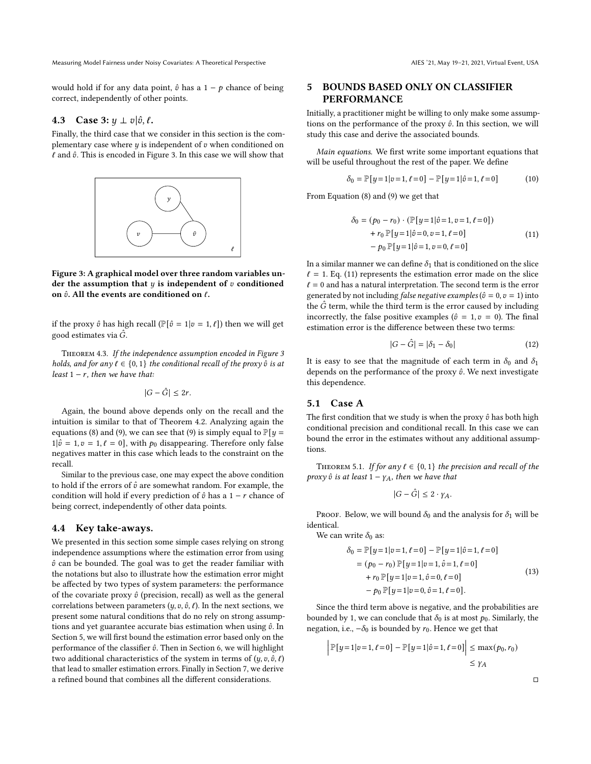would hold if for any data point, $\hat{v}$ has a $1-p$ chance of being correct, independently of other points.

### 4.3 Case 3: $y \perp v | \hat{v}, \ell$.

Finally, the third case that we consider in this section is the complementary case where $y$ is independent of $v$ when conditioned on $\ell$ and $\hat{v}$. This is encoded in Figure 3. In this case we will show that if the proxy $\hat{v}$ has high recall ($\mathbb{P}[\hat{v}=1|v=1,\ell]$) then we will get good estimates via $\hat{G}$.

**Figure 3: A graphical model over three random variables under the assumption that $y$ is independent of $v$ conditioned on $\hat{v}$. All the events are conditioned on $\ell$.**

Theorem 4.3. *If the independence assumption encoded in Figure 3 holds, and for any $\ell \in \{0,1\}$ the conditional recall of the proxy $\hat{v}$ is at least $1-r$, then we have that:*

$$|G - \hat{G}| \leq 2r.$$

Again, the bound above depends only on the recall and the intuition is similar to that of Theorem 4.2. Analyzing again the equations (8) and (9), we can see that (9) is simply equal to $\mathbb{P}[y = 1|\hat{v}=1, v=1, \ell=0]$, with $p_0$ disappearing. Therefore only false negatives matter in this case which leads to the constraint on the recall.

Similar to the previous case, one may expect the above condition to hold if the errors of $\hat{v}$ are somewhat random. For example, the condition will hold if every prediction of $\hat{v}$ has a $1-r$ chance of being correct, independently of other data points.

### 4.4 Key take-aways.

We presented in this section some simple cases relying on strong independence assumptions where the estimation error from using $\hat{v}$ can be bounded. The goal was to get the reader familiar with the notations but also to illustrate how the estimation error might be affected by two types of system parameters: the performance of the covariate proxy $\hat{v}$ (precision, recall) as well as the general correlations between parameters $(y, v, \hat{v}, \ell)$. In the next sections, we present some natural conditions that do no rely on strong assumptions and yet guarantee accurate bias estimation when using $\hat{v}$. In Section 5, we will first bound the estimation error based only on the performance of the classifier $\hat{v}$. Then in Section 6, we will highlight two additional characteristics of the system in terms of $(y, v, \hat{v}, \ell)$ that lead to smaller estimation errors. Finally in Section 7, we derive a refined bound that combines all the different considerations.

## 5 BOUNDS BASED ONLY ON CLASSIFIER PERFORMANCE

Initially, a practitioner might be willing to only make some assumptions on the performance of the proxy $\hat{v}$. In this section, we will study this case and derive the associated bounds.

*Main equations.* We first write some important equations that will be useful throughout the rest of the paper. We define

$$\delta_0 = \mathbb{P}[y=1|v=1,\ell=0] - \mathbb{P}[y=1|\hat{v}=1,\ell=0] \quad (10)$$

From Equation (8) and (9) we get that

$$\begin{aligned} \delta_0 = {} & (p_0 - r_0) \cdot (\mathbb{P}[y=1|\hat{v}=1, v=1, \ell=0]) \\ & + r_0 \, \mathbb{P}[y=1|\hat{v}=0, v=1, \ell=0] \\ & - p_0 \, \mathbb{P}[y=1|\hat{v}=1, v=0, \ell=0] \end{aligned} \quad (11)$$

In a similar manner we can define $\delta_1$ that is conditioned on the slice $\ell = 1$. Eq. (11) represents the estimation error made on the slice $\ell = 0$ and has a natural interpretation. The second term is the error generated by not including *false negative examples* ($\hat{v}=0, v=1$) into the $\hat{G}$ term, while the third term is the error caused by including incorrectly, the false positive examples ($\hat{v}=1, v=0$). The final estimation error is the difference between these two terms:

$$|G - \hat{G}| = |\delta_1 - \delta_0| \quad (12)$$

It is easy to see that the magnitude of each term in $\delta_0$ and $\delta_1$ depends on the performance of the proxy $\hat{v}$. We next investigate this dependence.

### 5.1 Case A

The first condition that we study is when the proxy $\hat{v}$ has both high conditional precision and conditional recall. In this case we can bound the error in the estimates without any additional assumptions.

Theorem 5.1. *If for any $\ell \in \{0,1\}$ the precision and recall of the proxy $\hat{v}$ is at least $1-\gamma_A$, then we have that*

$$|G - \hat{G}| \leq 2 \cdot \gamma_A.$$

Proof. Below, we will bound $\delta_0$ and the analysis for $\delta_1$ will be identical.

We can write $\delta_0$ as:

$$\begin{aligned} \delta_0 &= \mathbb{P}[y=1|v=1,\ell=0] - \mathbb{P}[y=1|\hat{v}=1,\ell=0] \\ &= (p_0 - r_0) \, \mathbb{P}[y=1|v=1, \hat{v}=1, \ell=0] \\ &\quad + r_0 \, \mathbb{P}[y=1|v=1, \hat{v}=0, \ell=0] \\ &\quad - p_0 \, \mathbb{P}[y=1|v=0, \hat{v}=1, \ell=0]. \end{aligned} \quad (13)$$

Since the third term above is negative, and the probabilities are bounded by 1, we can conclude that $\delta_0$ is at most $p_0$. Similarly, the negation, i.e., $-\delta_0$ is bounded by $r_0$. Hence we get that

$$\begin{aligned} \left| \mathbb{P}[y=1|v=1,\ell=0] - \mathbb{P}[y=1|\hat{v}=1,\ell=0] \right| &\leq \max(p_0, r_0) \\ &\leq \gamma_A \end{aligned}$$

$\square$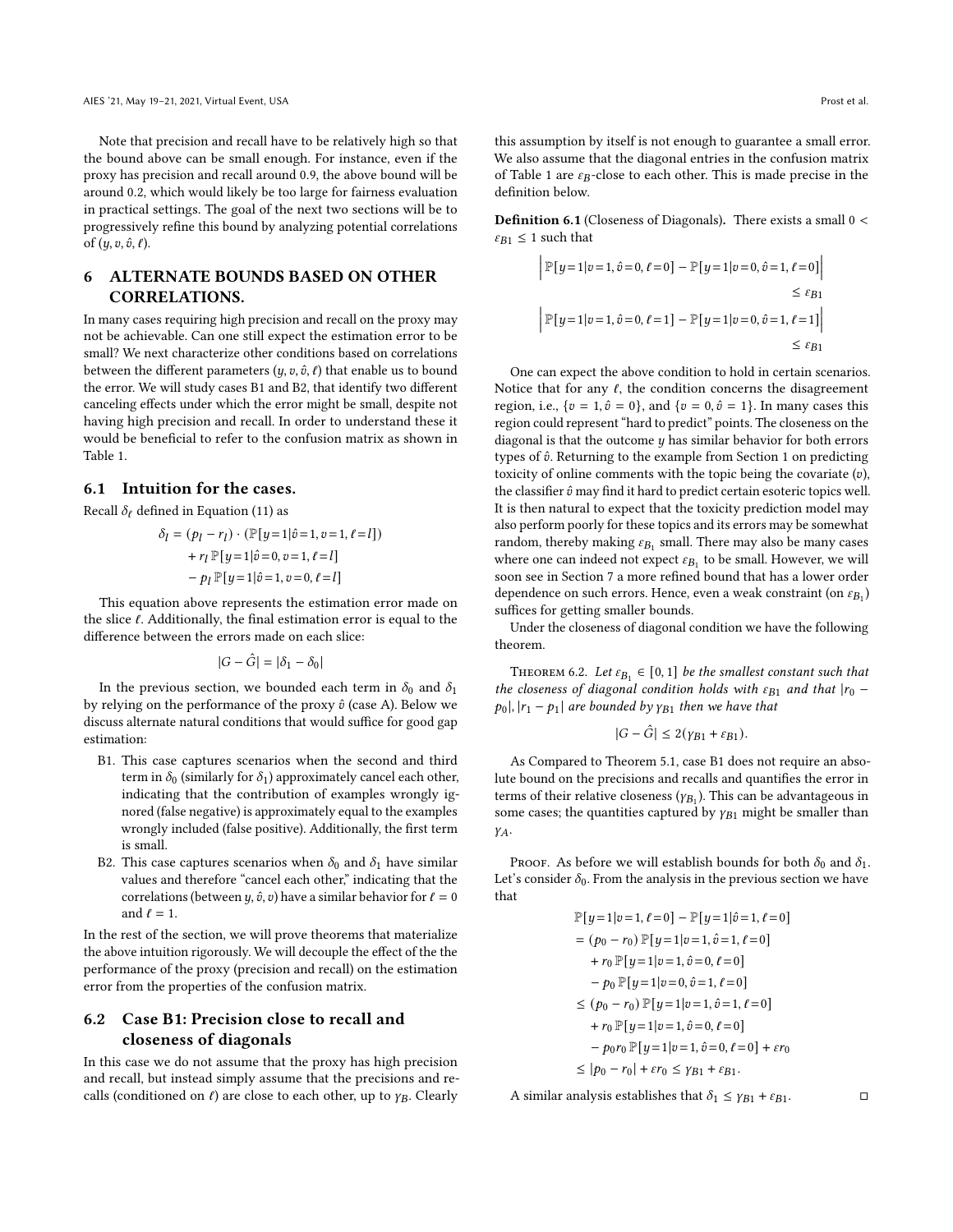Note that precision and recall have to be relatively high so that the bound above can be small enough. For instance, even if the proxy has precision and recall around 0.9, the above bound will be around 0.2, which would likely be too large for fairness evaluation in practical settings. The goal of the next two sections will be to progressively refine this bound by analyzing potential correlations of $(y, v, \hat{v}, \ell)$.

## 6 ALTERNATE BOUNDS BASED ON OTHER CORRELATIONS.

In many cases requiring high precision and recall on the proxy may not be achievable. Can one still expect the estimation error to be small? We next characterize other conditions based on correlations between the different parameters $(y, v, \hat{v}, \ell)$ that enable us to bound the error. We will study cases B1 and B2, that identify two different canceling effects under which the error might be small, despite not having high precision and recall. In order to understand these it would be beneficial to refer to the confusion matrix as shown in Table 1.

### 6.1 Intuition for the cases.

Recall $\delta_\ell$ defined in Equation (11) as

$$
\begin{aligned}
\delta_l = (p_l - r_l) \cdot (\mathbb{P}[y=1|\hat{v}=1, v=1, \ell=l]) \\
+ r_l \, \mathbb{P}[y=1|\hat{v}=0, v=1, \ell=l] \\
- p_l \, \mathbb{P}[y=1|\hat{v}=1, v=0, \ell=l]
\end{aligned}
$$

This equation above represents the estimation error made on the slice $\ell$. Additionally, the final estimation error is equal to the difference between the errors made on each slice:

$$|G - \hat{G}| = |\delta_1 - \delta_0|$$

In the previous section, we bounded each term in $\delta_0$ and $\delta_1$ by relying on the performance of the proxy $\hat{v}$ (case A). Below we discuss alternate natural conditions that would suffice for good gap estimation:

- B1. This case captures scenarios when the second and third term in $\delta_0$ (similarly for $\delta_1$) approximately cancel each other, indicating that the contribution of examples wrongly ignored (false negative) is approximately equal to the examples wrongly included (false positive). Additionally, the first term is small.
- B2. This case captures scenarios when $\delta_0$ and $\delta_1$ have similar values and therefore "cancel each other," indicating that the correlations (between $y, \hat{v}, v$) have a similar behavior for $\ell = 0$ and $\ell = 1$.

In the rest of the section, we will prove theorems that materialize the above intuition rigorously. We will decouple the effect of the the performance of the proxy (precision and recall) on the estimation error from the properties of the confusion matrix.

### 6.2 Case B1: Precision close to recall and closeness of diagonals

In this case we do not assume that the proxy has high precision and recall, but instead simply assume that the precisions and recalls (conditioned on $\ell$) are close to each other, up to $\gamma_B$. Clearly this assumption by itself is not enough to guarantee a small error. We also assume that the diagonal entries in the confusion matrix of Table 1 are $\varepsilon_B$-close to each other. This is made precise in the definition below.

**Definition 6.1** (Closeness of Diagonals). There exists a small $0 < \varepsilon_{B1} \leq 1$ such that

$$
\begin{aligned}
\left| \mathbb{P}[y=1|v=1, \hat{v}=0, \ell=0] - \mathbb{P}[y=1|v=0, \hat{v}=1, \ell=0] \right| \\
\leq \varepsilon_{B1} \\
\left| \mathbb{P}[y=1|v=1, \hat{v}=0, \ell=1] - \mathbb{P}[y=1|v=0, \hat{v}=1, \ell=1] \right| \\
\leq \varepsilon_{B1}
\end{aligned}
$$

One can expect the above condition to hold in certain scenarios. Notice that for any $\ell$, the condition concerns the disagreement region, i.e., $\{v = 1, \hat{v} = 0\}$, and $\{v = 0, \hat{v} = 1\}$. In many cases this region could represent "hard to predict" points. The closeness on the diagonal is that the outcome $y$ has similar behavior for both errors types of $\hat{v}$. Returning to the example from Section 1 on predicting toxicity of online comments with the topic being the covariate ($v$), the classifier $\hat{v}$ may find it hard to predict certain esoteric topics well. It is then natural to expect that the toxicity prediction model may also perform poorly for these topics and its errors may be somewhat random, thereby making $\varepsilon_{B_1}$ small. There may also be many cases where one can indeed not expect $\varepsilon_{B_1}$ to be small. However, we will soon see in Section 7 a more refined bound that has a lower order dependence on such errors. Hence, even a weak constraint (on $\varepsilon_{B_1}$) suffices for getting smaller bounds.

Under the closeness of diagonal condition we have the following theorem.

Theorem 6.2. *Let $\varepsilon_{B_1} \in [0, 1]$ be the smallest constant such that the closeness of diagonal condition holds with $\varepsilon_{B1}$ and that $|r_0 - p_0|, |r_1 - p_1|$ are bounded by $\gamma_{B1}$ then we have that*

$$|G - \hat{G}| \leq 2(\gamma_{B1} + \varepsilon_{B1}).$$

As Compared to Theorem 5.1, case B1 does not require an absolute bound on the precisions and recalls and quantifies the error in terms of their relative closeness ($\gamma_{B_1}$). This can be advantageous in some cases; the quantities captured by $\gamma_{B1}$ might be smaller than $\gamma_A$.

Proof. As before we will establish bounds for both $\delta_0$ and $\delta_1$. Let's consider $\delta_0$. From the analysis in the previous section we have that

$$
\begin{aligned}
&\mathbb{P}[y=1|v=1, \ell=0] - \mathbb{P}[y=1|\hat{v}=1, \ell=0] \\
&= (p_0 - r_0) \, \mathbb{P}[y=1|v=1, \hat{v}=1, \ell=0] \\
&\quad + r_0 \, \mathbb{P}[y=1|v=1, \hat{v}=0, \ell=0] \\
&\quad - p_0 \, \mathbb{P}[y=1|v=0, \hat{v}=1, \ell=0] \\
&\leq (p_0 - r_0) \, \mathbb{P}[y=1|v=1, \hat{v}=1, \ell=0] \\
&\quad + r_0 \, \mathbb{P}[y=1|v=1, \hat{v}=0, \ell=0] \\
&\quad - p_0 r_0 \, \mathbb{P}[y=1|v=1, \hat{v}=0, \ell=0] + \varepsilon r_0 \\
&\leq |p_0 - r_0| + \varepsilon r_0 \leq \gamma_{B1} + \varepsilon_{B1}.
\end{aligned}
$$

A similar analysis establishes that $\delta_1 \leq \gamma_{B1} + \varepsilon_{B1}$. $\square$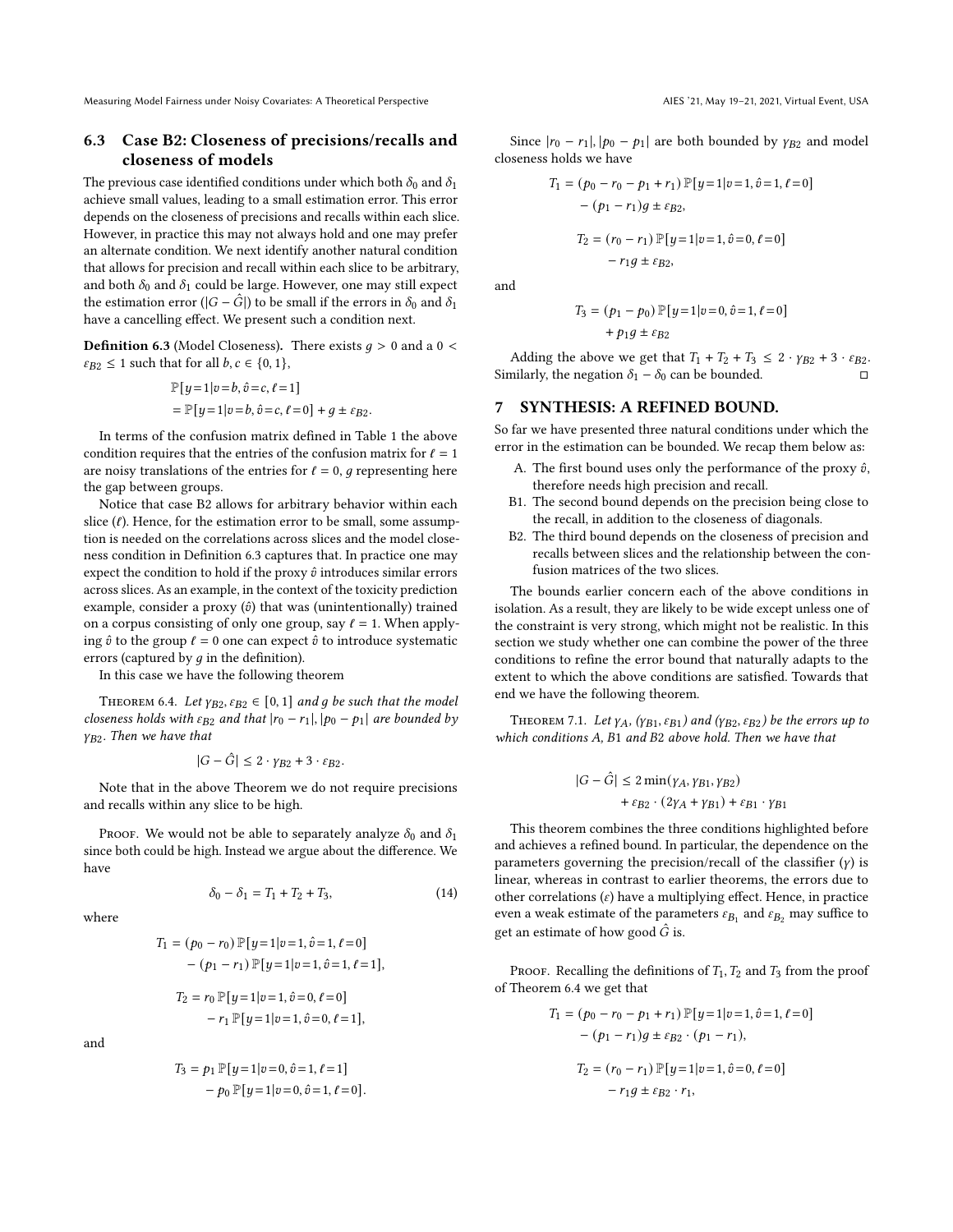### 6.3 Case B2: Closeness of precisions/recalls and closeness of models

The previous case identified conditions under which both $\delta_0$ and $\delta_1$ achieve small values, leading to a small estimation error. This error depends on the closeness of precisions and recalls within each slice. However, in practice this may not always hold and one may prefer an alternate condition. We next identify another natural condition that allows for precision and recall within each slice to be arbitrary, and both $\delta_0$ and $\delta_1$ could be large. However, one may still expect the estimation error ($|G - \hat{G}|$) to be small if the errors in $\delta_0$ and $\delta_1$ have a cancelling effect. We present such a condition next.

**Definition 6.3** (Model Closeness). There exists $g > 0$ and a $0 < \varepsilon_{B2} \leq 1$ such that for all $b, c \in \{0, 1\}$,

$$
\begin{aligned}
&\mathbb{P}[y=1|v=b, \hat{v}=c, \ell=1] \\
&= \mathbb{P}[y=1|v=b, \hat{v}=c, \ell=0] + g \pm \varepsilon_{B2}.
\end{aligned}
$$

In terms of the confusion matrix defined in Table 1 the above condition requires that the entries of the confusion matrix for $\ell = 1$ are noisy translations of the entries for $\ell = 0$, $g$ representing here the gap between groups.

Notice that case B2 allows for arbitrary behavior within each slice ($\ell$). Hence, for the estimation error to be small, some assumption is needed on the correlations across slices and the model closeness condition in Definition 6.3 captures that. In practice one may expect the condition to hold if the proxy $\hat{v}$ introduces similar errors across slices. As an example, in the context of the toxicity prediction example, consider a proxy ($\hat{v}$) that was (unintentionally) trained on a corpus consisting of only one group, say $\ell = 1$. When applying $\hat{v}$ to the group $\ell = 0$ one can expect $\hat{v}$ to introduce systematic errors (captured by $g$ in the definition).

In this case we have the following theorem

Theorem 6.4. *Let $\gamma_{B2}, \varepsilon_{B2} \in [0, 1]$ and $g$ be such that the model closeness holds with $\varepsilon_{B2}$ and that $|r_0 - r_1|, |p_0 - p_1|$ are bounded by $\gamma_{B2}$. Then we have that*

$$
|G - \hat{G}| \leq 2 \cdot \gamma_{B2} + 3 \cdot \varepsilon_{B2}.
$$

Note that in the above Theorem we do not require precisions and recalls within any slice to be high.

Proof. We would not be able to separately analyze $\delta_0$ and $\delta_1$ since both could be high. Instead we argue about the difference. We have

$$
\delta_0 - \delta_1 = T_1 + T_2 + T_3, \tag{14}
$$

where

$$
\begin{aligned}
T_1 &= (p_0 - r_0)\,\mathbb{P}[y=1|v=1, \hat{v}=1, \ell=0] \\
&\quad - (p_1 - r_1)\,\mathbb{P}[y=1|v=1, \hat{v}=1, \ell=1],
\end{aligned}
$$

$$
\begin{aligned}
T_2 &= r_0\,\mathbb{P}[y=1|v=1, \hat{v}=0, \ell=0] \\
&\quad - r_1\,\mathbb{P}[y=1|v=1, \hat{v}=0, \ell=1],
\end{aligned}
$$

and

$$
\begin{aligned}
T_3 &= p_1\,\mathbb{P}[y=1|v=0, \hat{v}=1, \ell=1] \\
&\quad - p_0\,\mathbb{P}[y=1|v=0, \hat{v}=1, \ell=0].
\end{aligned}
$$

Since $|r_0 - r_1|, |p_0 - p_1|$ are both bounded by $\gamma_{B2}$ and model closeness holds we have

$$
\begin{aligned}
T_1 &= (p_0 - r_0 - p_1 + r_1)\,\mathbb{P}[y=1|v=1, \hat{v}=1, \ell=0] \\
&\quad - (p_1 - r_1)g \pm \varepsilon_{B2},
\end{aligned}
$$

$$
\begin{aligned}
T_2 &= (r_0 - r_1)\,\mathbb{P}[y=1|v=1, \hat{v}=0, \ell=0] \\
&\quad - r_1 g \pm \varepsilon_{B2},
\end{aligned}
$$

and

$$
\begin{aligned}
T_3 &= (p_1 - p_0)\,\mathbb{P}[y=1|v=0, \hat{v}=1, \ell=0] \\
&\quad + p_1 g \pm \varepsilon_{B2}
\end{aligned}
$$

Adding the above we get that $T_1 + T_2 + T_3 \leq 2 \cdot \gamma_{B2} + 3 \cdot \varepsilon_{B2}$. Similarly, the negation $\delta_1 - \delta_0$ can be bounded. □

## 7 SYNTHESIS: A REFINED BOUND.

So far we have presented three natural conditions under which the error in the estimation can be bounded. We recap them below as:

- A. The first bound uses only the performance of the proxy $\hat{v}$, therefore needs high precision and recall.
- B1. The second bound depends on the precision being close to the recall, in addition to the closeness of diagonals.
- B2. The third bound depends on the closeness of precision and recalls between slices and the relationship between the confusion matrices of the two slices.

The bounds earlier concern each of the above conditions in isolation. As a result, they are likely to be wide except unless one of the constraint is very strong, which might not be realistic. In this section we study whether one can combine the power of the three conditions to refine the error bound that naturally adapts to the extent to which the above conditions are satisfied. Towards that end we have the following theorem.

Theorem 7.1. *Let $\gamma_A$, $(\gamma_{B1}, \varepsilon_{B1})$ and $(\gamma_{B2}, \varepsilon_{B2})$ be the errors up to which conditions A, B1 and B2 above hold. Then we have that*

$$
\begin{aligned}
|G - \hat{G}| &\leq 2\min(\gamma_A, \gamma_{B1}, \gamma_{B2}) \\
&\quad + \varepsilon_{B2} \cdot (2\gamma_A + \gamma_{B1}) + \varepsilon_{B1} \cdot \gamma_{B1}
\end{aligned}
$$

This theorem combines the three conditions highlighted before and achieves a refined bound. In particular, the dependence on the parameters governing the precision/recall of the classifier ($\gamma$) is linear, whereas in contrast to earlier theorems, the errors due to other correlations ($\varepsilon$) have a multiplying effect. Hence, in practice even a weak estimate of the parameters $\varepsilon_{B_1}$ and $\varepsilon_{B_2}$ may suffice to get an estimate of how good $\hat{G}$ is.

Proof. Recalling the definitions of $T_1, T_2$ and $T_3$ from the proof of Theorem 6.4 we get that

$$
\begin{aligned}
T_1 &= (p_0 - r_0 - p_1 + r_1)\,\mathbb{P}[y=1|v=1, \hat{v}=1, \ell=0] \\
&\quad - (p_1 - r_1)g \pm \varepsilon_{B2} \cdot (p_1 - r_1),
\end{aligned}
$$

$$
\begin{aligned}
T_2 &= (r_0 - r_1)\,\mathbb{P}[y=1|v=1, \hat{v}=0, \ell=0] \\
&\quad - r_1 g \pm \varepsilon_{B2} \cdot r_1,
\end{aligned}
$$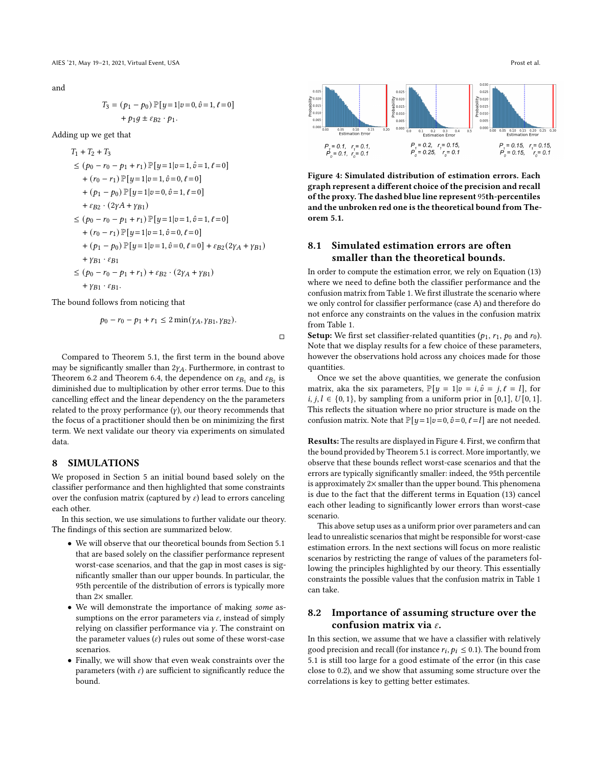and

$$T_3 = (p_1 - p_0)\,\mathbb{P}[y=1|v=0,\hat{v}=1,\ell=0] + p_1 g \pm \varepsilon_{B2} \cdot p_1.$$

Adding up we get that

$$
\begin{aligned}
& T_1 + T_2 + T_3 \\
& \le (p_0 - r_0 - p_1 + r_1)\,\mathbb{P}[y=1|v=1,\hat{v}=1,\ell=0] \\
& \quad + (r_0 - r_1)\,\mathbb{P}[y=1|v=1,\hat{v}=0,\ell=0] \\
& \quad + (p_1 - p_0)\,\mathbb{P}[y=1|v=0,\hat{v}=1,\ell=0] \\
& \quad + \varepsilon_{B2} \cdot (2\gamma A + \gamma_{B1}) \\
& \le (p_0 - r_0 - p_1 + r_1)\,\mathbb{P}[y=1|v=1,\hat{v}=1,\ell=0] \\
& \quad + (r_0 - r_1)\,\mathbb{P}[y=1|v=1,\hat{v}=0,\ell=0] \\
& \quad + (p_1 - p_0)\,\mathbb{P}[y=1|v=1,\hat{v}=0,\ell=0] + \varepsilon_{B2}(2\gamma_A + \gamma_{B1}) \\
& \quad + \gamma_{B1} \cdot \varepsilon_{B1} \\
& \le (p_0 - r_0 - p_1 + r_1) + \varepsilon_{B2} \cdot (2\gamma_A + \gamma_{B1}) \\
& \quad + \gamma_{B1} \cdot \varepsilon_{B1}.
\end{aligned}
$$

The bound follows from noticing that

$$p_0 - r_0 - p_1 + r_1 \le 2\min(\gamma_A, \gamma_{B1}, \gamma_{B2}).$$

□

Compared to Theorem 5.1, the first term in the bound above may be significantly smaller than $2\gamma_A$. Furthermore, in contrast to Theorem 6.2 and Theorem 6.4, the dependence on $\varepsilon_{B_1}$ and $\varepsilon_{B_2}$ is diminished due to multiplication by other error terms. Due to this cancelling effect and the linear dependency on the the parameters related to the proxy performance ($\gamma$), our theory recommends that the focus of a practitioner should then be on minimizing the first term. We next validate our theory via experiments on simulated data.

# 8 SIMULATIONS

We proposed in Section 5 an initial bound based solely on the classifier performance and then highlighted that some constraints over the confusion matrix (captured by $\varepsilon$) lead to errors canceling each other.

In this section, we use simulations to further validate our theory. The findings of this section are summarized below.

- We will observe that our theoretical bounds from Section 5.1 that are based solely on the classifier performance represent worst-case scenarios, and that the gap in most cases is significantly smaller than our upper bounds. In particular, the 95th percentile of the distribution of errors is typically more than 2× smaller.
- We will demonstrate the importance of making *some* assumptions on the error parameters via $\varepsilon$, instead of simply relying on classifier performance via $\gamma$. The constraint on the parameter values ($\varepsilon$) rules out some of these worst-case scenarios.
- Finally, we will show that even weak constraints over the parameters (with $\varepsilon$) are sufficient to significantly reduce the bound.

$P_1 = 0.1,\ r_1 = 0.1,\ P_0 = 0.1,\ r_0 = 0.1$ | $P_1 = 0.2,\ r_1 = 0.15,\ P_0 = 0.25,\ r_0 = 0.1$ | $P_1 = 0.15,\ r_1 = 0.15,\ P_0 = 0.15,\ r_0 = 0.1$

**Figure 4: Simulated distribution of estimation errors. Each graph represent a different choice of the precision and recall of the proxy. The dashed blue line represent 95th-percentiles and the unbroken red one is the theoretical bound from Theorem 5.1.**

## 8.1 Simulated estimation errors are often smaller than the theoretical bounds.

In order to compute the estimation error, we rely on Equation (13) where we need to define both the classifier performance and the confusion matrix from Table 1. We first illustrate the scenario where we only control for classifier performance (case A) and therefore do not enforce any constraints on the values in the confusion matrix from Table 1.

**Setup:** We first set classifier-related quantities ($p_1$, $r_1$, $p_0$ and $r_0$). Note that we display results for a few choice of these parameters, however the observations hold across any choices made for those quantities.

Once we set the above quantities, we generate the confusion matrix, aka the six parameters, $\mathbb{P}[y=1|v=i,\hat{v}=j,\ell=l]$, for $i,j,l \in \{0,1\}$, by sampling from a uniform prior in [0,1], $U[0,1]$. This reflects the situation where no prior structure is made on the confusion matrix. Note that $\mathbb{P}[y=1|v=0,\hat{v}=0,\ell=l]$ are not needed.

**Results:** The results are displayed in Figure 4. First, we confirm that the bound provided by Theorem 5.1 is correct. More importantly, we observe that these bounds reflect worst-case scenarios and that the errors are typically significantly smaller: indeed, the 95th percentile is approximately 2× smaller than the upper bound. This phenomena is due to the fact that the different terms in Equation (13) cancel each other leading to significantly lower errors than worst-case scenario.

This above setup uses as a uniform prior over parameters and can lead to unrealistic scenarios that might be responsible for worst-case estimation errors. In the next sections will focus on more realistic scenarios by restricting the range of values of the parameters following the principles highlighted by our theory. This essentially constraints the possible values that the confusion matrix in Table 1 can take.

## 8.2 Importance of assuming structure over the confusion matrix via $\varepsilon$.

In this section, we assume that we have a classifier with relatively good precision and recall (for instance $r_i, p_i \le 0.1$). The bound from 5.1 is still too large for a good estimate of the error (in this case close to 0.2), and we show that assuming some structure over the correlations is key to getting better estimates.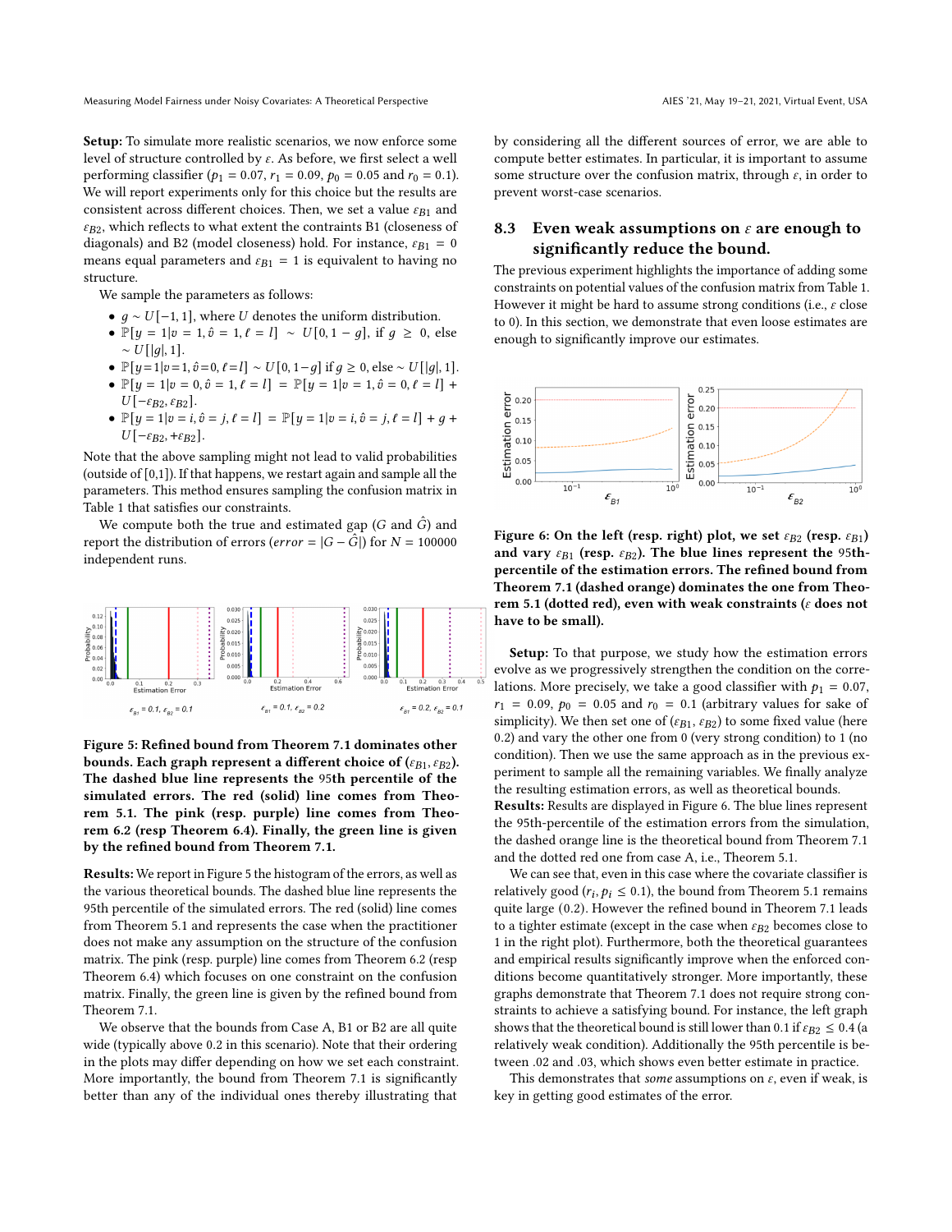**Setup:** To simulate more realistic scenarios, we now enforce some level of structure controlled by $\varepsilon$. As before, we first select a well performing classifier ($p_1 = 0.07$, $r_1 = 0.09$, $p_0 = 0.05$ and $r_0 = 0.1$). We will report experiments only for this choice but the results are consistent across different choices. Then, we set a value $\varepsilon_{B1}$ and $\varepsilon_{B2}$, which reflects to what extent the contraints B1 (closeness of diagonals) and B2 (model closeness) hold. For instance, $\varepsilon_{B1} = 0$ means equal parameters and $\varepsilon_{B1} = 1$ is equivalent to having no structure.

We sample the parameters as follows:

- $g \sim U[-1, 1]$, where $U$ denotes the uniform distribution.
- $\mathbb{P}[y = 1|v = 1, \hat{v} = 1, \ell = l] \sim U[0, 1 - g]$, if $g \geq 0$, else $\sim U[|g|, 1]$.
- $\mathbb{P}[y=1|v=1, \hat{v}=0, \ell=l] \sim U[0, 1-g]$ if $g \geq 0$, else $\sim U[|g|, 1]$.
- $\mathbb{P}[y = 1|v = 0, \hat{v} = 1, \ell = l] = \mathbb{P}[y = 1|v = 1, \hat{v} = 0, \ell = l] + U[-\varepsilon_{B2}, \varepsilon_{B2}]$.
- $\mathbb{P}[y = 1|v = i, \hat{v} = j, \ell = l] = \mathbb{P}[y = 1|v = i, \hat{v} = j, \ell = l] + g + U[-\varepsilon_{B2}, +\varepsilon_{B2}]$.

Note that the above sampling might not lead to valid probabilities (outside of [0,1]). If that happens, we restart again and sample all the parameters. This method ensures sampling the confusion matrix in Table 1 that satisfies our constraints.

We compute both the true and estimated gap ($G$ and $\hat{G}$) and report the distribution of errors ($error = |G - \hat{G}|$) for $N = 100000$ independent runs.

**Figure 5: Refined bound from Theorem 7.1 dominates other bounds. Each graph represent a different choice of ($\varepsilon_{B1}, \varepsilon_{B2}$). The dashed blue line represents the 95th percentile of the simulated errors. The red (solid) line comes from Theorem 5.1. The pink (resp. purple) line comes from Theorem 6.2 (resp Theorem 6.4). Finally, the green line is given by the refined bound from Theorem 7.1.**

**Results:** We report in Figure 5 the histogram of the errors, as well as the various theoretical bounds. The dashed blue line represents the 95th percentile of the simulated errors. The red (solid) line comes from Theorem 5.1 and represents the case when the practitioner does not make any assumption on the structure of the confusion matrix. The pink (resp. purple) line comes from Theorem 6.2 (resp Theorem 6.4) which focuses on one constraint on the confusion matrix. Finally, the green line is given by the refined bound from Theorem 7.1.

We observe that the bounds from Case A, B1 or B2 are all quite wide (typically above 0.2 in this scenario). Note that their ordering in the plots may differ depending on how we set each constraint. More importantly, the bound from Theorem 7.1 is significantly better than any of the individual ones thereby illustrating that by considering all the different sources of error, we are able to compute better estimates. In particular, it is important to assume some structure over the confusion matrix, through $\varepsilon$, in order to prevent worst-case scenarios.

## 8.3 Even weak assumptions on $\varepsilon$ are enough to significantly reduce the bound.

The previous experiment highlights the importance of adding some constraints on potential values of the confusion matrix from Table 1. However it might be hard to assume strong conditions (i.e., $\varepsilon$ close to 0). In this section, we demonstrate that even loose estimates are enough to significantly improve our estimates.

**Figure 6: On the left (resp. right) plot, we set $\varepsilon_{B2}$ (resp. $\varepsilon_{B1}$) and vary $\varepsilon_{B1}$ (resp. $\varepsilon_{B2}$). The blue lines represent the 95th-percentile of the estimation errors. The refined bound from Theorem 7.1 (dashed orange) dominates the one from Theorem 5.1 (dotted red), even with weak constraints ($\varepsilon$ does not have to be small).**

**Setup:** To that purpose, we study how the estimation errors evolve as we progressively strengthen the condition on the correlations. More precisely, we take a good classifier with $p_1 = 0.07$, $r_1 = 0.09$, $p_0 = 0.05$ and $r_0 = 0.1$ (arbitrary values for sake of simplicity). We then set one of ($\varepsilon_{B1}, \varepsilon_{B2}$) to some fixed value (here 0.2) and vary the other one from 0 (very strong condition) to 1 (no condition). Then we use the same approach as in the previous experiment to sample all the remaining variables. We finally analyze the resulting estimation errors, as well as theoretical bounds.

**Results:** Results are displayed in Figure 6. The blue lines represent the 95th-percentile of the estimation errors from the simulation, the dashed orange line is the theoretical bound from Theorem 7.1 and the dotted red one from case A, i.e., Theorem 5.1.

We can see that, even in this case where the covariate classifier is relatively good ($r_i, p_i \leq 0.1$), the bound from Theorem 5.1 remains quite large (0.2). However the refined bound in Theorem 7.1 leads to a tighter estimate (except in the case when $\varepsilon_{B2}$ becomes close to 1 in the right plot). Furthermore, both the theoretical guarantees and empirical results significantly improve when the enforced conditions become quantitatively stronger. More importantly, these graphs demonstrate that Theorem 7.1 does not require strong constraints to achieve a satisfying bound. For instance, the left graph shows that the theoretical bound is still lower than 0.1 if $\varepsilon_{B2} \leq 0.4$ (a relatively weak condition). Additionally the 95th percentile is between .02 and .03, which shows even better estimate in practice.

This demonstrates that *some* assumptions on $\varepsilon$, even if weak, is key in getting good estimates of the error.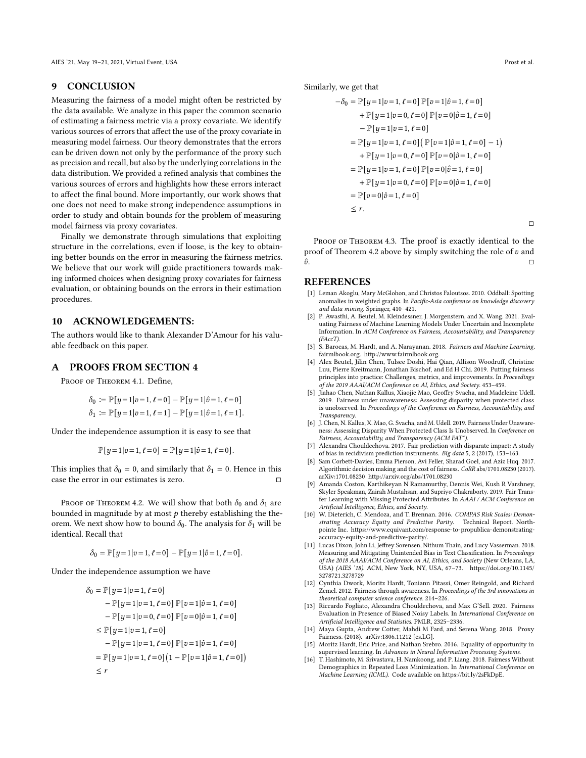## 9 CONCLUSION

Measuring the fairness of a model might often be restricted by the data available. We analyze in this paper the common scenario of estimating a fairness metric via a proxy covariate. We identify various sources of errors that affect the use of the proxy covariate in measuring model fairness. Our theory demonstrates that the errors can be driven down not only by the performance of the proxy such as precision and recall, but also by the underlying correlations in the data distribution. We provided a refined analysis that combines the various sources of errors and highlights how these errors interact to affect the final bound. More importantly, our work shows that one does not need to make strong independence assumptions in order to study and obtain bounds for the problem of measuring model fairness via proxy covariates.

Finally we demonstrate through simulations that exploiting structure in the correlations, even if loose, is the key to obtaining better bounds on the error in measuring the fairness metrics. We believe that our work will guide practitioners towards making informed choices when designing proxy covariates for fairness evaluation, or obtaining bounds on the errors in their estimation procedures.

## 10 ACKNOWLEDGEMENTS:

The authors would like to thank Alexander D'Amour for his valuable feedback on this paper.

## A PROOFS FROM SECTION 4

Proof of Theorem 4.1. Define,

$$\delta_0 := \mathbb{P}[y=1|v=1, \ell=0] - \mathbb{P}[y=1|\hat{v}=1, \ell=0]$$
$$\delta_1 := \mathbb{P}[y=1|v=1, \ell=1] - \mathbb{P}[y=1|\hat{v}=1, \ell=1].$$

Under the independence assumption it is easy to see that

$$\mathbb{P}[y=1|v=1, \ell=0] = \mathbb{P}[y=1|\hat{v}=1, \ell=0].$$

This implies that $\delta_0 = 0$, and similarly that $\delta_1 = 0$. Hence in this case the error in our estimates is zero. □

Proof of Theorem 4.2. We will show that both $\delta_0$ and $\delta_1$ are bounded in magnitude by at most $p$ thereby establishing the theorem. We next show how to bound $\delta_0$. The analysis for $\delta_1$ will be identical. Recall that

$$\delta_0 = \mathbb{P}[y=1|v=1, \ell=0] - \mathbb{P}[y=1|\hat{v}=1, \ell=0].$$

Under the independence assumption we have

$$\begin{aligned}
\delta_0 &= \mathbb{P}[y=1|v=1, \ell=0] \\
&\quad - \mathbb{P}[y=1|v=1, \ell=0]\,\mathbb{P}[v=1|\hat{v}=1, \ell=0] \\
&\quad - \mathbb{P}[y=1|v=0, \ell=0]\,\mathbb{P}[v=0|\hat{v}=1, \ell=0] \\
&\leq \mathbb{P}[y=1|v=1, \ell=0] \\
&\quad - \mathbb{P}[y=1|v=1, \ell=0]\,\mathbb{P}[v=1|\hat{v}=1, \ell=0] \\
&= \mathbb{P}[y=1|v=1, \ell=0]\big(1 - \mathbb{P}[v=1|\hat{v}=1, \ell=0]\big) \\
&\leq r
\end{aligned}$$

Similarly, we get that

$$\begin{aligned}
-\delta_0 &= \mathbb{P}[y=1|v=1, \ell=0]\,\mathbb{P}[v=1|\hat{v}=1, \ell=0] \\
&\quad + \mathbb{P}[y=1|v=0, \ell=0]\,\mathbb{P}[v=0|\hat{v}=1, \ell=0] \\
&\quad - \mathbb{P}[y=1|v=1, \ell=0] \\
&= \mathbb{P}[y=1|v=1, \ell=0]\big(\mathbb{P}[v=1|\hat{v}=1, \ell=0] - 1\big) \\
&\quad + \mathbb{P}[y=1|v=0, \ell=0]\,\mathbb{P}[v=0|\hat{v}=1, \ell=0] \\
&= \mathbb{P}[y=1|v=1, \ell=0]\,\mathbb{P}[v=0|\hat{v}=1, \ell=0] \\
&\quad + \mathbb{P}[y=1|v=0, \ell=0]\,\mathbb{P}[v=0|\hat{v}=1, \ell=0] \\
&= \mathbb{P}[v=0|\hat{v}=1, \ell=0] \\
&\leq r.
\end{aligned}$$

□

Proof of Theorem 4.3. The proof is exactly identical to the proof of Theorem 4.2 above by simply switching the role of $v$ and $\hat{v}$. □

## REFERENCES

[1] Leman Akoglu, Mary McGlohon, and Christos Faloutsos. 2010. Oddball: Spotting anomalies in weighted graphs. In *Pacific-Asia conference on knowledge discovery and data mining*. Springer, 410–421.

[2] P. Awasthi, A. Beutel, M. Kleindessner, J. Morgenstern, and X. Wang. 2021. Evaluating Fairness of Machine Learning Models Under Uncertain and Incomplete Information. In *ACM Conference on Fairness, Accountability, and Transparency (FAccT)*.

[3] S. Barocas, M. Hardt, and A. Narayanan. 2018. *Fairness and Machine Learning*. fairmlbook.org. http://www.fairmlbook.org.

[4] Alex Beutel, Jilin Chen, Tulsee Doshi, Hai Qian, Allison Woodruff, Christine Luu, Pierre Kreitmann, Jonathan Bischof, and Ed H Chi. 2019. Putting fairness principles into practice: Challenges, metrics, and improvements. In *Proceedings of the 2019 AAAI/ACM Conference on AI, Ethics, and Society*. 453–459.

[5] Jiahao Chen, Nathan Kallus, Xiaojie Mao, Geoffry Svacha, and Madeleine Udell. 2019. Fairness under unawareness: Assessing disparity when protected class is unobserved. In *Proceedings of the Conference on Fairness, Accountability, and Transparency*.

[6] J. Chen, N. Kallus, X. Mao, G. Svacha, and M. Udell. 2019. Fairness Under Unawareness: Assessing Disparity When Protected Class Is Unobserved. In *Conference on Fairness, Accountability, and Transparency (ACM FAT\*)*.

[7] Alexandra Chouldechova. 2017. Fair prediction with disparate impact: A study of bias in recidivism prediction instruments. *Big data* 5, 2 (2017), 153–163.

[8] Sam Corbett-Davies, Emma Pierson, Avi Feller, Sharad Goel, and Aziz Huq. 2017. Algorithmic decision making and the cost of fairness. *CoRR* abs/1701.08230 (2017). arXiv:1701.08230 http://arxiv.org/abs/1701.08230

[9] Amanda Coston, Karthikeyan N Ramamurthy, Dennis Wei, Kush R Varshney, Skyler Speakman, Zairah Mustahsan, and Supriyo Chakraborty. 2019. Fair Transfer Learning with Missing Protected Attributes. In *AAAI / ACM Conference on Artificial Intelligence, Ethics, and Society*.

[10] W. Dieterich, C. Mendoza, and T. Brennan. 2016. *COMPAS Risk Scales: Demonstrating Accuracy Equity and Predictive Parity.* Technical Report. Northpointe Inc. https://www.equivant.com/response-to-propublica-demonstrating-accuracy-equity-and-predictive-parity/.

[11] Lucas Dixon, John Li, Jeffrey Sorensen, Nithum Thain, and Lucy Vasserman. 2018. Measuring and Mitigating Unintended Bias in Text Classification. In *Proceedings of the 2018 AAAI/ACM Conference on AI, Ethics, and Society* (New Orleans, LA, USA) *(AIES '18)*. ACM, New York, NY, USA, 67–73. https://doi.org/10.1145/3278721.3278729

[12] Cynthia Dwork, Moritz Hardt, Toniann Pitassi, Omer Reingold, and Richard Zemel. 2012. Fairness through awareness. In *Proceedings of the 3rd innovations in theoretical computer science conference*. 214–226.

[13] Riccardo Fogliato, Alexandra Chouldechova, and Max G'Sell. 2020. Fairness Evaluation in Presence of Biased Noisy Labels. In *International Conference on Artificial Intelligence and Statistics*. PMLR, 2325–2336.

[14] Maya Gupta, Andrew Cotter, Mahdi M Fard, and Serena Wang. 2018. Proxy Fairness. (2018). arXiv:1806.11212 [cs.LG].

[15] Moritz Hardt, Eric Price, and Nathan Srebro. 2016. Equality of opportunity in supervised learning. In *Advances in Neural Information Processing Systems*.

[16] T. Hashimoto, M. Srivastava, H. Namkoong, and P. Liang. 2018. Fairness Without Demographics in Repeated Loss Minimization. In *International Conference on Machine Learning (ICML)*. Code available on https://bit.ly/2sFkDpE.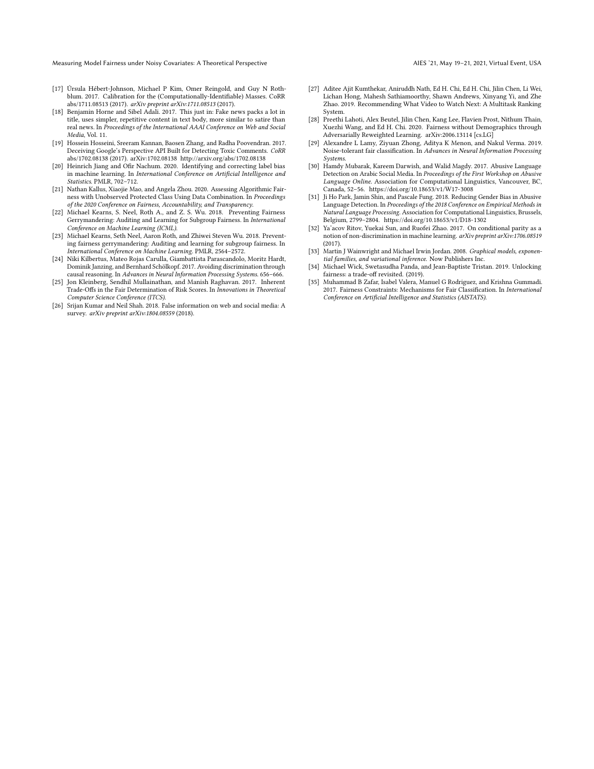[17] Úrsula Hébert-Johnson, Michael P Kim, Omer Reingold, and Guy N Rothblum. 2017. Calibration for the (Computationally-Identifiable) Masses. CoRR abs/1711.08513 (2017). *arXiv preprint arXiv:1711.08513* (2017).

[18] Benjamin Horne and Sibel Adali. 2017. This just in: Fake news packs a lot in title, uses simpler, repetitive content in text body, more similar to satire than real news. In *Proceedings of the International AAAI Conference on Web and Social Media*, Vol. 11.

[19] Hossein Hosseini, Sreeram Kannan, Baosen Zhang, and Radha Poovendran. 2017. Deceiving Google's Perspective API Built for Detecting Toxic Comments. *CoRR* abs/1702.08138 (2017). arXiv:1702.08138 http://arxiv.org/abs/1702.08138

[20] Heinrich Jiang and Ofir Nachum. 2020. Identifying and correcting label bias in machine learning. In *International Conference on Artificial Intelligence and Statistics*. PMLR, 702–712.

[21] Nathan Kallus, Xiaojie Mao, and Angela Zhou. 2020. Assessing Algorithmic Fairness with Unobserved Protected Class Using Data Combination. In *Proceedings of the 2020 Conference on Fairness, Accountability, and Transparency*.

[22] Michael Kearns, S. Neel, Roth A., and Z. S. Wu. 2018. Preventing Fairness Gerrymandering: Auditing and Learning for Subgroup Fairness. In *International Conference on Machine Learning (ICML)*.

[23] Michael Kearns, Seth Neel, Aaron Roth, and Zhiwei Steven Wu. 2018. Preventing fairness gerrymandering: Auditing and learning for subgroup fairness. In *International Conference on Machine Learning*. PMLR, 2564–2572.

[24] Niki Kilbertus, Mateo Rojas Carulla, Giambattista Parascandolo, Moritz Hardt, Dominik Janzing, and Bernhard Schölkopf. 2017. Avoiding discrimination through causal reasoning. In *Advances in Neural Information Processing Systems*. 656–666.

[25] Jon Kleinberg, Sendhil Mullainathan, and Manish Raghavan. 2017. Inherent Trade-Offs in the Fair Determination of Risk Scores. In *Innovations in Theoretical Computer Science Conference (ITCS)*.

[26] Srijan Kumar and Neil Shah. 2018. False information on web and social media: A survey. *arXiv preprint arXiv:1804.08559* (2018).

[27] Aditee Ajit Kumthekar, Aniruddh Nath, Ed H. Chi, Ed H. Chi, Jilin Chen, Li Wei, Lichan Hong, Mahesh Sathiamoorthy, Shawn Andrews, Xinyang Yi, and Zhe Zhao. 2019. Recommending What Video to Watch Next: A Multitask Ranking System.

[28] Preethi Lahoti, Alex Beutel, Jilin Chen, Kang Lee, Flavien Prost, Nithum Thain, Xuezhi Wang, and Ed H. Chi. 2020. Fairness without Demographics through Adversarially Reweighted Learning. arXiv:2006.13114 [cs.LG]

[29] Alexandre L Lamy, Ziyuan Zhong, Aditya K Menon, and Nakul Verma. 2019. Noise-tolerant fair classification. In *Advances in Neural Information Processing Systems*.

[30] Hamdy Mubarak, Kareem Darwish, and Walid Magdy. 2017. Abusive Language Detection on Arabic Social Media. In *Proceedings of the First Workshop on Abusive Language Online*. Association for Computational Linguistics, Vancouver, BC, Canada, 52–56. https://doi.org/10.18653/v1/W17-3008

[31] Ji Ho Park, Jamin Shin, and Pascale Fung. 2018. Reducing Gender Bias in Abusive Language Detection. In *Proceedings of the 2018 Conference on Empirical Methods in Natural Language Processing*. Association for Computational Linguistics, Brussels, Belgium, 2799–2804. https://doi.org/10.18653/v1/D18-1302

[32] Ya'acov Ritov, Yuekai Sun, and Ruofei Zhao. 2017. On conditional parity as a notion of non-discrimination in machine learning. *arXiv preprint arXiv:1706.08519* (2017).

[33] Martin J Wainwright and Michael Irwin Jordan. 2008. *Graphical models, exponential families, and variational inference*. Now Publishers Inc.

[34] Michael Wick, Swetasudha Panda, and Jean-Baptiste Tristan. 2019. Unlocking fairness: a trade-off revisited. (2019).

[35] Muhammad B Zafar, Isabel Valera, Manuel G Rodriguez, and Krishna Gummadi. 2017. Fairness Constraints: Mechanisms for Fair Classification. In *International Conference on Artificial Intelligence and Statistics (AISTATS)*.